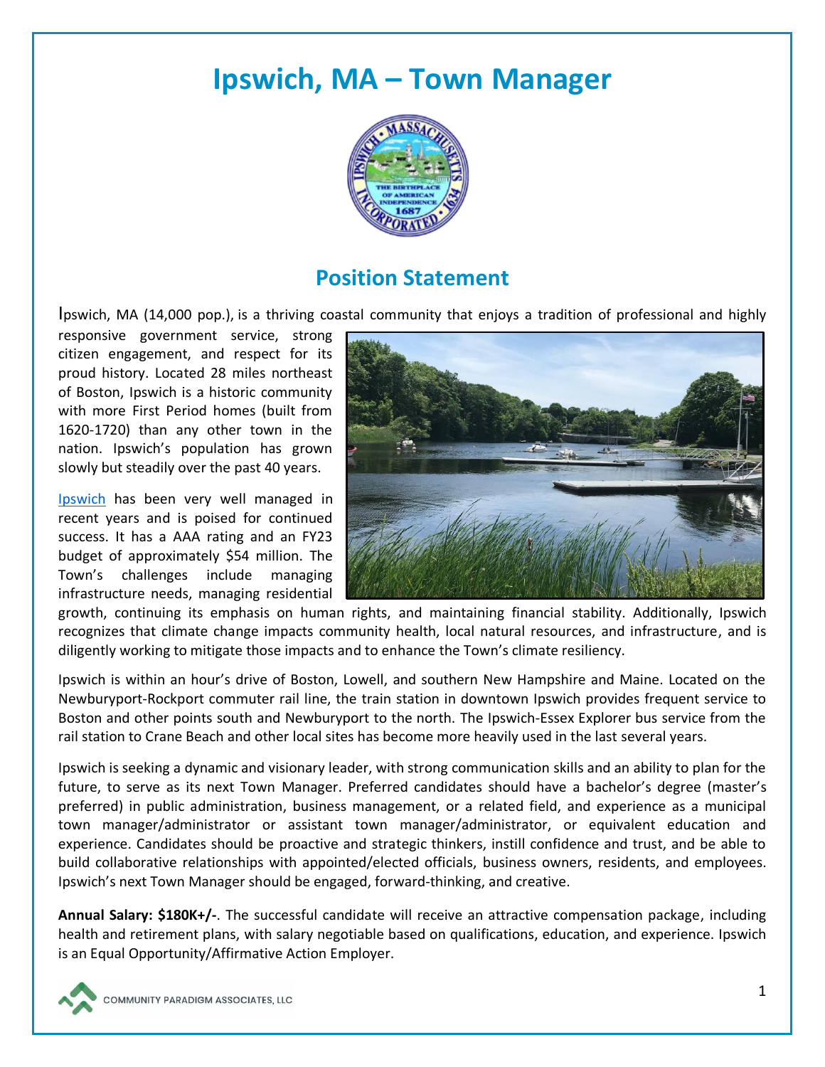# Ipswich, MA – Town Manager

## Position Statement

Ipswich, MA (14,000 pop.), is a thriving coastal community that enjoys a tradition of professional and highly responsive government service, strong citizen engagement, and respect for its proud history. Located 28 miles northeast of Boston, Ipswich is a historic community with more First Period homes (built from 1620-1720) than any other town in the nation. Ipswich's population has grown slowly but steadily over the past 40 years.

Ipswich has been very well managed in recent years and is poised for continued success. It has a AAA rating and an FY23 budget of approximately $54 million. The Town's challenges include managing infrastructure needs, managing residential growth, continuing its emphasis on human rights, and maintaining financial stability. Additionally, Ipswich recognizes that climate change impacts community health, local natural resources, and infrastructure, and is diligently working to mitigate those impacts and to enhance the Town's climate resiliency.

Ipswich is within an hour's drive of Boston, Lowell, and southern New Hampshire and Maine. Located on the Newburyport-Rockport commuter rail line, the train station in downtown Ipswich provides frequent service to Boston and other points south and Newburyport to the north. The Ipswich-Essex Explorer bus service from the rail station to Crane Beach and other local sites has become more heavily used in the last several years.

Ipswich is seeking a dynamic and visionary leader, with strong communication skills and an ability to plan for the future, to serve as its next Town Manager. Preferred candidates should have a bachelor's degree (master's preferred) in public administration, business management, or a related field, and experience as a municipal town manager/administrator or assistant town manager/administrator, or equivalent education and experience. Candidates should be proactive and strategic thinkers, instill confidence and trust, and be able to build collaborative relationships with appointed/elected officials, business owners, residents, and employees. Ipswich's next Town Manager should be engaged, forward-thinking, and creative.

**Annual Salary: $180K+/-**. The successful candidate will receive an attractive compensation package, including health and retirement plans, with salary negotiable based on qualifications, education, and experience. Ipswich is an Equal Opportunity/Affirmative Action Employer.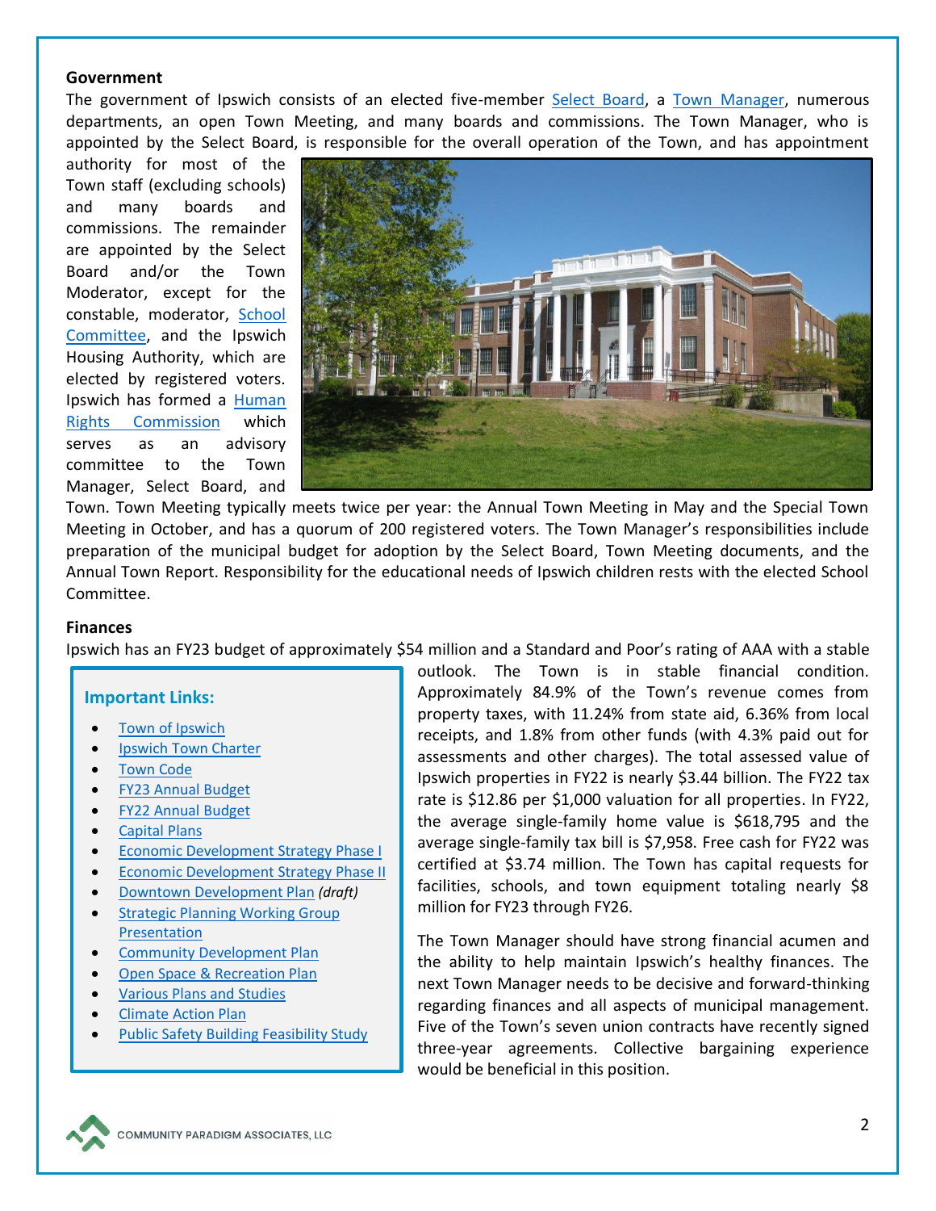**Government**

The government of Ipswich consists of an elected five-member Select Board, a Town Manager, numerous departments, an open Town Meeting, and many boards and commissions. The Town Manager, who is appointed by the Select Board, is responsible for the overall operation of the Town, and has appointment authority for most of the Town staff (excluding schools) and many boards and commissions. The remainder are appointed by the Select Board and/or the Town Moderator, except for the constable, moderator, School Committee, and the Ipswich Housing Authority, which are elected by registered voters. Ipswich has formed a Human Rights Commission which serves as an advisory committee to the Town Manager, Select Board, and Town. Town Meeting typically meets twice per year: the Annual Town Meeting in May and the Special Town Meeting in October, and has a quorum of 200 registered voters. The Town Manager's responsibilities include preparation of the municipal budget for adoption by the Select Board, Town Meeting documents, and the Annual Town Report. Responsibility for the educational needs of Ipswich children rests with the elected School Committee.

**Finances**

Ipswich has an FY23 budget of approximately $54 million and a Standard and Poor's rating of AAA with a stable outlook. The Town is in stable financial condition. Approximately 84.9% of the Town's revenue comes from property taxes, with 11.24% from state aid, 6.36% from local receipts, and 1.8% from other funds (with 4.3% paid out for assessments and other charges). The total assessed value of Ipswich properties in FY22 is nearly $3.44 billion. The FY22 tax rate is $12.86 per $1,000 valuation for all properties. In FY22, the average single-family home value is $618,795 and the average single-family tax bill is $7,958. Free cash for FY22 was certified at $3.74 million. The Town has capital requests for facilities, schools, and town equipment totaling nearly $8 million for FY23 through FY26.

The Town Manager should have strong financial acumen and the ability to help maintain Ipswich's healthy finances. The next Town Manager needs to be decisive and forward-thinking regarding finances and all aspects of municipal management. Five of the Town's seven union contracts have recently signed three-year agreements. Collective bargaining experience would be beneficial in this position.

**Important Links:**

- Town of Ipswich
- Ipswich Town Charter
- Town Code
- FY23 Annual Budget
- FY22 Annual Budget
- Capital Plans
- Economic Development Strategy Phase I
- Economic Development Strategy Phase II
- Downtown Development Plan *(draft)*
- Strategic Planning Working Group Presentation
- Community Development Plan
- Open Space & Recreation Plan
- Various Plans and Studies
- Climate Action Plan
- Public Safety Building Feasibility Study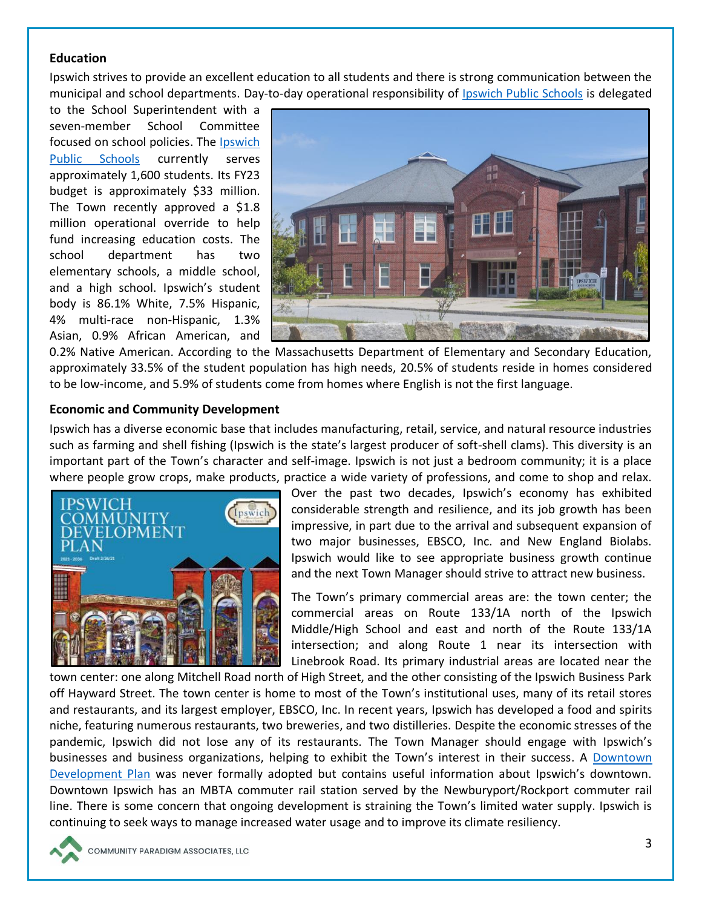**Education**

Ipswich strives to provide an excellent education to all students and there is strong communication between the municipal and school departments. Day-to-day operational responsibility of Ipswich Public Schools is delegated to the School Superintendent with a seven-member School Committee focused on school policies. The Ipswich Public Schools currently serves approximately 1,600 students. Its FY23 budget is approximately $33 million. The Town recently approved a $1.8 million operational override to help fund increasing education costs. The school department has two elementary schools, a middle school, and a high school. Ipswich's student body is 86.1% White, 7.5% Hispanic, 4% multi-race non-Hispanic, 1.3% Asian, 0.9% African American, and 0.2% Native American. According to the Massachusetts Department of Elementary and Secondary Education, approximately 33.5% of the student population has high needs, 20.5% of students reside in homes considered to be low-income, and 5.9% of students come from homes where English is not the first language.

**Economic and Community Development**

Ipswich has a diverse economic base that includes manufacturing, retail, service, and natural resource industries such as farming and shell fishing (Ipswich is the state's largest producer of soft-shell clams). This diversity is an important part of the Town's character and self-image. Ipswich is not just a bedroom community; it is a place where people grow crops, make products, practice a wide variety of professions, and come to shop and relax. Over the past two decades, Ipswich's economy has exhibited considerable strength and resilience, and its job growth has been impressive, in part due to the arrival and subsequent expansion of two major businesses, EBSCO, Inc. and New England Biolabs. Ipswich would like to see appropriate business growth continue and the next Town Manager should strive to attract new business.

The Town's primary commercial areas are: the town center; the commercial areas on Route 133/1A north of the Ipswich Middle/High School and east and north of the Route 133/1A intersection; and along Route 1 near its intersection with Linebrook Road. Its primary industrial areas are located near the town center: one along Mitchell Road north of High Street, and the other consisting of the Ipswich Business Park off Hayward Street. The town center is home to most of the Town's institutional uses, many of its retail stores and restaurants, and its largest employer, EBSCO, Inc. In recent years, Ipswich has developed a food and spirits niche, featuring numerous restaurants, two breweries, and two distilleries. Despite the economic stresses of the pandemic, Ipswich did not lose any of its restaurants. The Town Manager should engage with Ipswich's businesses and business organizations, helping to exhibit the Town's interest in their success. A Downtown Development Plan was never formally adopted but contains useful information about Ipswich's downtown. Downtown Ipswich has an MBTA commuter rail station served by the Newburyport/Rockport commuter rail line. There is some concern that ongoing development is straining the Town's limited water supply. Ipswich is continuing to seek ways to manage increased water usage and to improve its climate resiliency.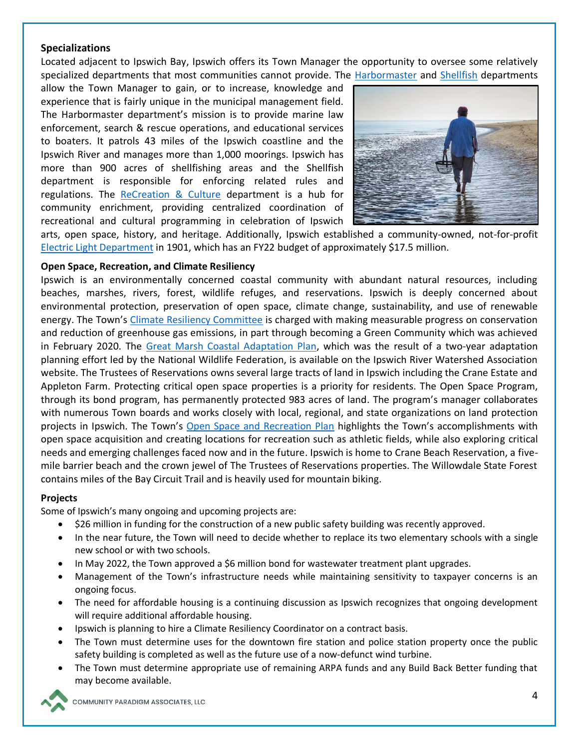**Specializations**

Located adjacent to Ipswich Bay, Ipswich offers its Town Manager the opportunity to oversee some relatively specialized departments that most communities cannot provide. The Harbormaster and Shellfish departments allow the Town Manager to gain, or to increase, knowledge and experience that is fairly unique in the municipal management field. The Harbormaster department's mission is to provide marine law enforcement, search & rescue operations, and educational services to boaters. It patrols 43 miles of the Ipswich coastline and the Ipswich River and manages more than 1,000 moorings. Ipswich has more than 900 acres of shellfishing areas and the Shellfish department is responsible for enforcing related rules and regulations. The ReCreation & Culture department is a hub for community enrichment, providing centralized coordination of recreational and cultural programming in celebration of Ipswich arts, open space, history, and heritage. Additionally, Ipswich established a community-owned, not-for-profit Electric Light Department in 1901, which has an FY22 budget of approximately $17.5 million.

**Open Space, Recreation, and Climate Resiliency**

Ipswich is an environmentally concerned coastal community with abundant natural resources, including beaches, marshes, rivers, forest, wildlife refuges, and reservations. Ipswich is deeply concerned about environmental protection, preservation of open space, climate change, sustainability, and use of renewable energy. The Town's Climate Resiliency Committee is charged with making measurable progress on conservation and reduction of greenhouse gas emissions, in part through becoming a Green Community which was achieved in February 2020. The Great Marsh Coastal Adaptation Plan, which was the result of a two-year adaptation planning effort led by the National Wildlife Federation, is available on the Ipswich River Watershed Association website. The Trustees of Reservations owns several large tracts of land in Ipswich including the Crane Estate and Appleton Farm. Protecting critical open space properties is a priority for residents. The Open Space Program, through its bond program, has permanently protected 983 acres of land. The program's manager collaborates with numerous Town boards and works closely with local, regional, and state organizations on land protection projects in Ipswich. The Town's Open Space and Recreation Plan highlights the Town's accomplishments with open space acquisition and creating locations for recreation such as athletic fields, while also exploring critical needs and emerging challenges faced now and in the future. Ipswich is home to Crane Beach Reservation, a five-mile barrier beach and the crown jewel of The Trustees of Reservations properties. The Willowdale State Forest contains miles of the Bay Circuit Trail and is heavily used for mountain biking.

**Projects**

Some of Ipswich's many ongoing and upcoming projects are:

- $26 million in funding for the construction of a new public safety building was recently approved.
- In the near future, the Town will need to decide whether to replace its two elementary schools with a single new school or with two schools.
- In May 2022, the Town approved a $6 million bond for wastewater treatment plant upgrades.
- Management of the Town's infrastructure needs while maintaining sensitivity to taxpayer concerns is an ongoing focus.
- The need for affordable housing is a continuing discussion as Ipswich recognizes that ongoing development will require additional affordable housing.
- Ipswich is planning to hire a Climate Resiliency Coordinator on a contract basis.
- The Town must determine uses for the downtown fire station and police station property once the public safety building is completed as well as the future use of a now-defunct wind turbine.
- The Town must determine appropriate use of remaining ARPA funds and any Build Back Better funding that may become available.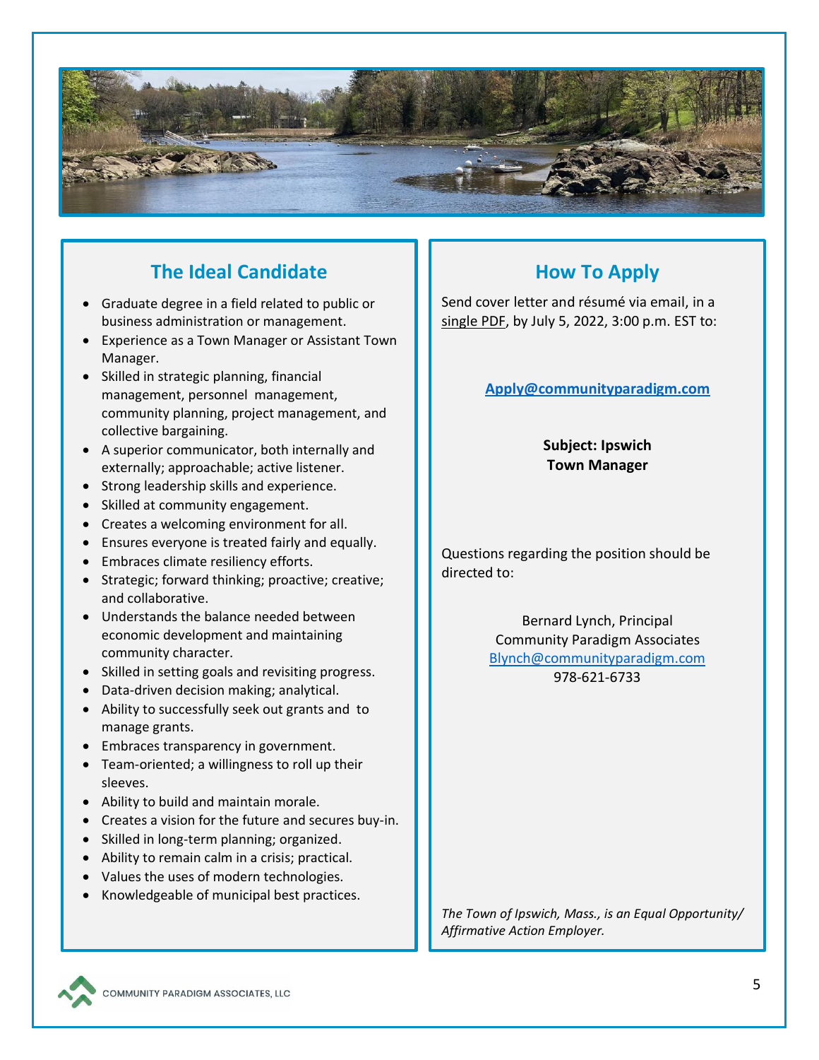## The Ideal Candidate

- Graduate degree in a field related to public or business administration or management.
- Experience as a Town Manager or Assistant Town Manager.
- Skilled in strategic planning, financial management, personnel management, community planning, project management, and collective bargaining.
- A superior communicator, both internally and externally; approachable; active listener.
- Strong leadership skills and experience.
- Skilled at community engagement.
- Creates a welcoming environment for all.
- Ensures everyone is treated fairly and equally.
- Embraces climate resiliency efforts.
- Strategic; forward thinking; proactive; creative; and collaborative.
- Understands the balance needed between economic development and maintaining community character.
- Skilled in setting goals and revisiting progress.
- Data-driven decision making; analytical.
- Ability to successfully seek out grants and to manage grants.
- Embraces transparency in government.
- Team-oriented; a willingness to roll up their sleeves.
- Ability to build and maintain morale.
- Creates a vision for the future and secures buy-in.
- Skilled in long-term planning; organized.
- Ability to remain calm in a crisis; practical.
- Values the uses of modern technologies.
- Knowledgeable of municipal best practices.

## How To Apply

Send cover letter and résumé via email, in a single PDF, by July 5, 2022, 3:00 p.m. EST to:

**Apply@communityparadigm.com**

**Subject: Ipswich Town Manager**

Questions regarding the position should be directed to:

Bernard Lynch, Principal
Community Paradigm Associates
Blynch@communityparadigm.com
978-621-6733

*The Town of Ipswich, Mass., is an Equal Opportunity/ Affirmative Action Employer.*